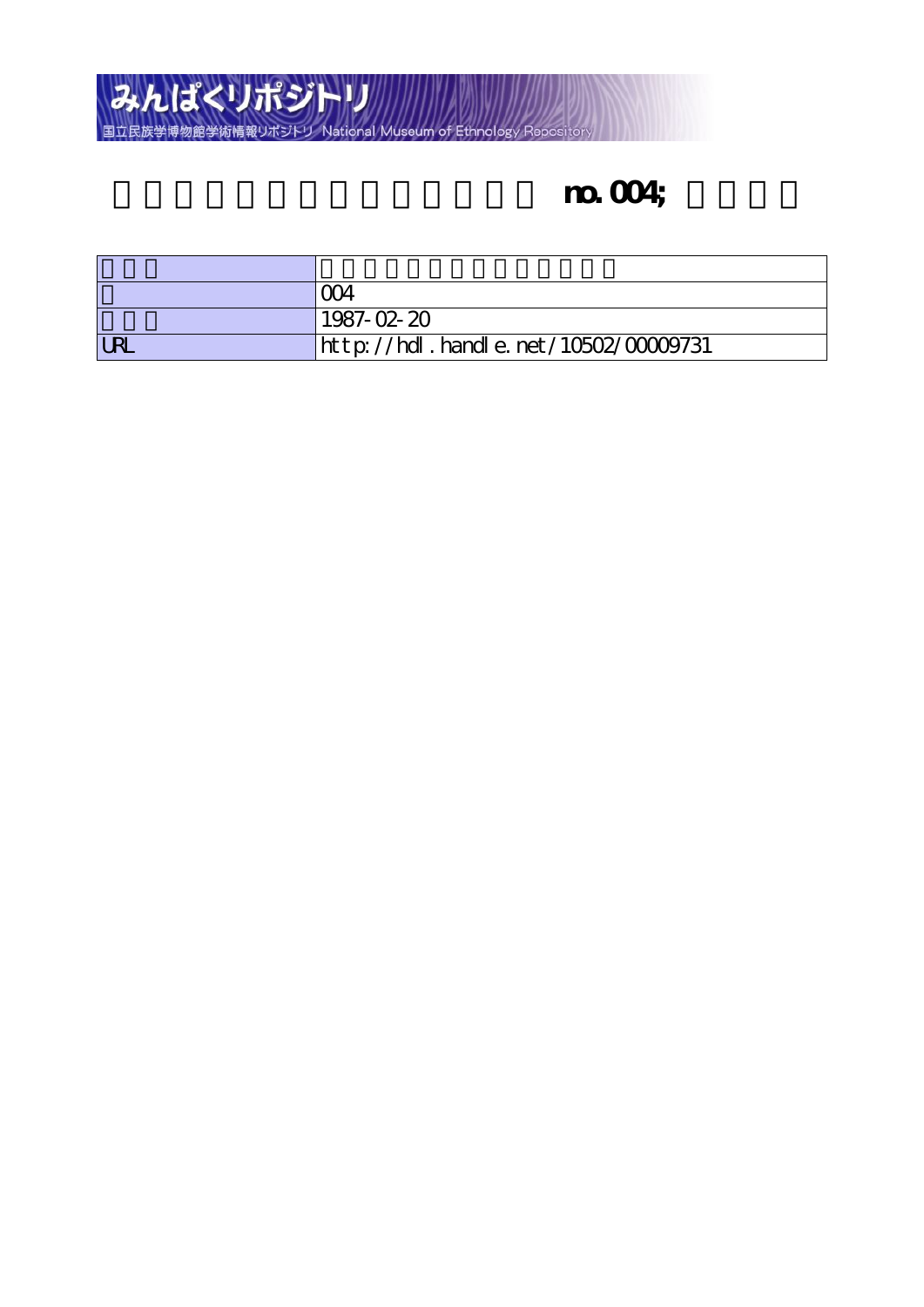# みんぱくリポジトリ

国立民族学博物館学術情報リポジトリ National Museum of Ethnology Repository

# no.004;

| | |
|---|---|
| | |
| | 004 |
| | 1987-02-20 |
| URL | http://hdl.handle.net/10502/00009731 |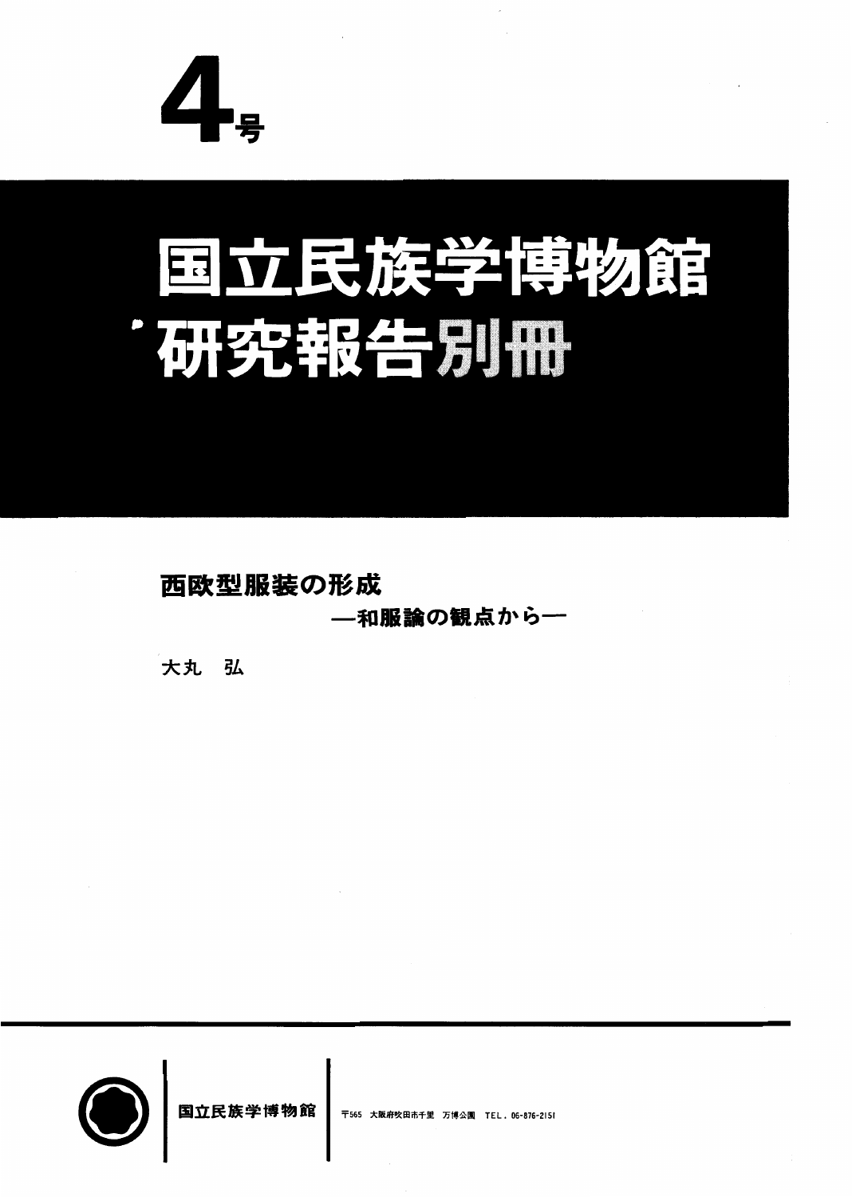# 4号

# 国立民族学博物館研究報告別冊

## 西欧型服装の形成
### —和服論の観点から—

大丸　弘

国立民族学博物館　〒565 大阪府吹田市千里 万博公園 TEL. 06-876-2151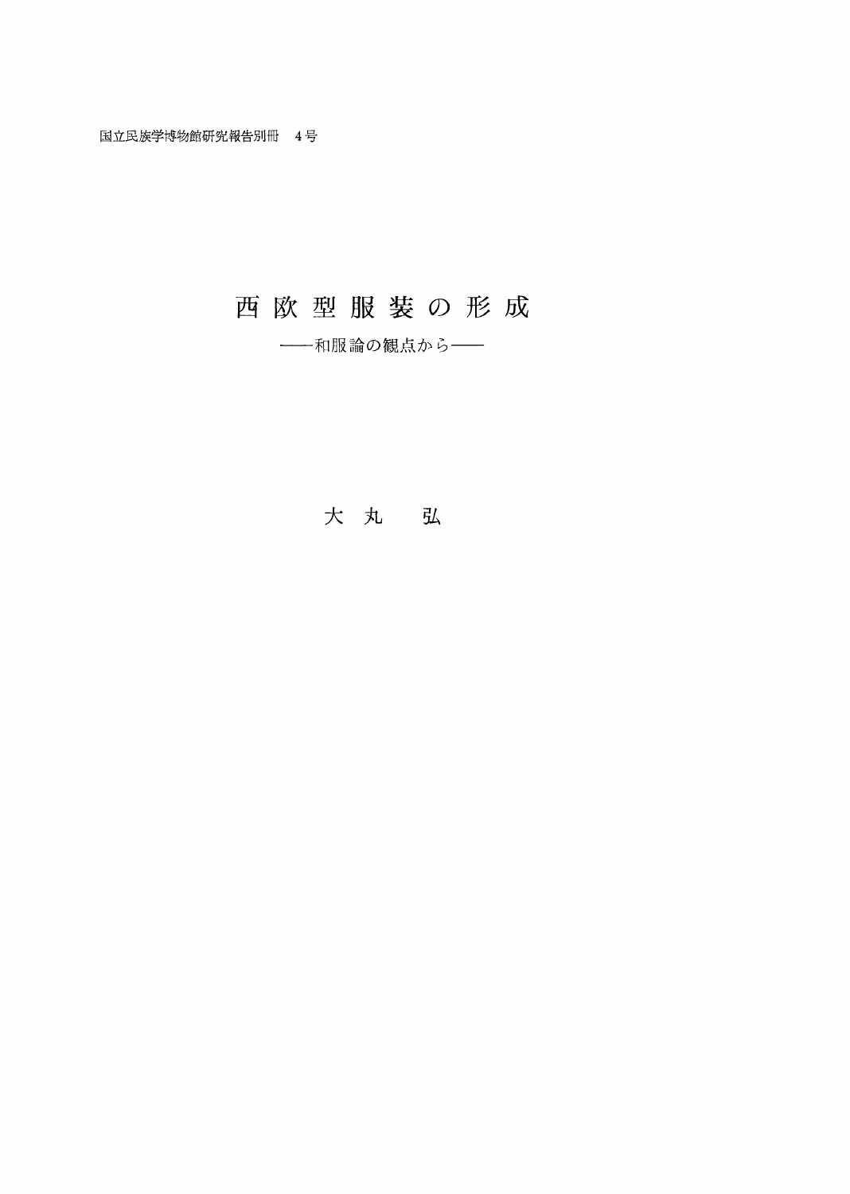国立民族学博物館研究報告別冊　4号

# 西欧型服装の形成

## ——和服論の観点から——

大丸　弘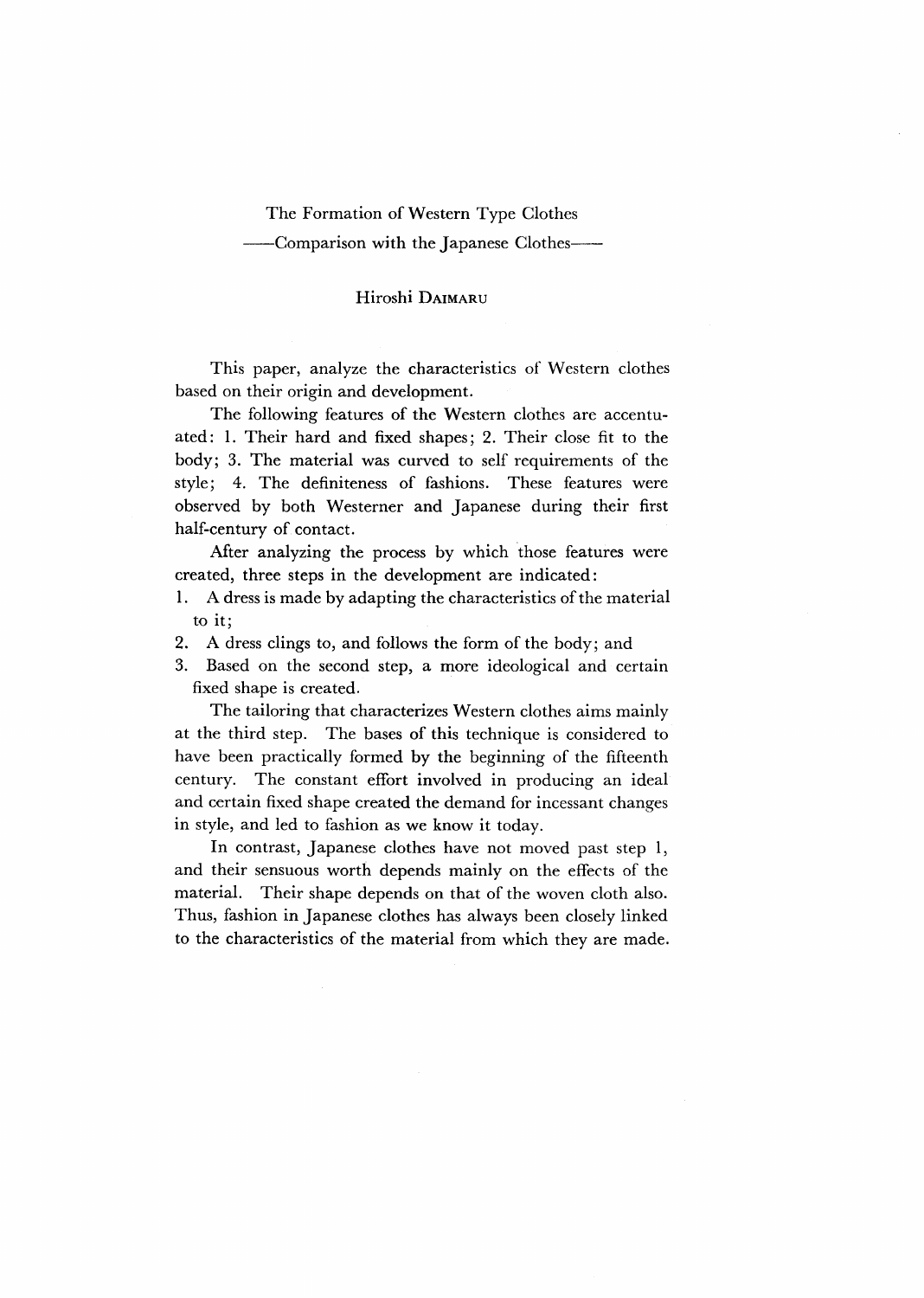# The Formation of Western Type Clothes

## ——Comparison with the Japanese Clothes——

Hiroshi DAIMARU

This paper, analyze the characteristics of Western clothes based on their origin and development.

The following features of the Western clothes are accentuated: 1. Their hard and fixed shapes; 2. Their close fit to the body; 3. The material was curved to self requirements of the style; 4. The definiteness of fashions. These features were observed by both Westerner and Japanese during their first half-century of contact.

After analyzing the process by which those features were created, three steps in the development are indicated:

1. A dress is made by adapting the characteristics of the material to it;
2. A dress clings to, and follows the form of the body; and
3. Based on the second step, a more ideological and certain fixed shape is created.

The tailoring that characterizes Western clothes aims mainly at the third step. The bases of this technique is considered to have been practically formed by the beginning of the fifteenth century. The constant effort involved in producing an ideal and certain fixed shape created the demand for incessant changes in style, and led to fashion as we know it today.

In contrast, Japanese clothes have not moved past step 1, and their sensuous worth depends mainly on the effects of the material. Their shape depends on that of the woven cloth also. Thus, fashion in Japanese clothes has always been closely linked to the characteristics of the material from which they are made.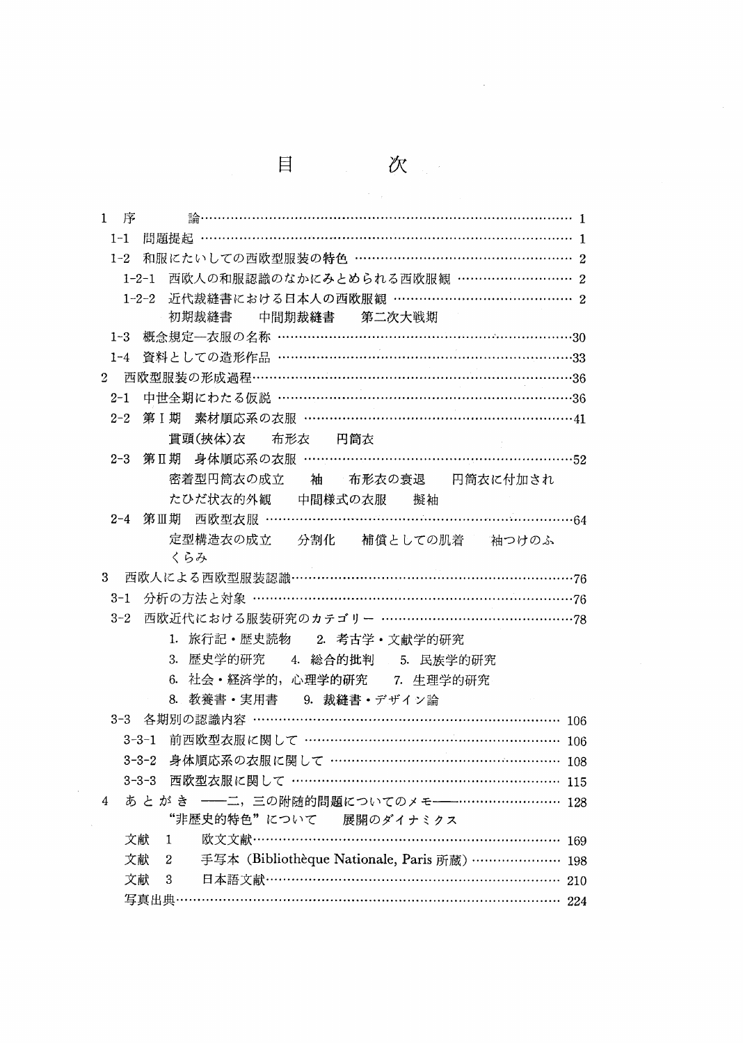# 目　次

1　序　論……………………………………………………………………………… 1

　1-1　問題提起 ………………………………………………………………………… 1

　1-2　和服にたいしての西欧型服装の特色 …………………………………………… 2

　　1-2-1　西欧人の和服認識のなかにみとめられる西欧服観 ……………………… 2

　　1-2-2　近代裁縫書における日本人の西欧服観 …………………………………… 2

　　　　初期裁縫書　　中間期裁縫書　　第二次大戦期

　1-3　概念規定―衣服の名称 …………………………………………………………30

　1-4　資料としての造形作品 …………………………………………………………33

2　西欧型服装の形成過程……………………………………………………………36

　2-1　中世全期にわたる仮説 …………………………………………………………36

　2-2　第Ⅰ期　素材順応系の衣服 ……………………………………………………41

　　　　貫頭(挾体)衣　　布形衣　　円筒衣

　2-3　第Ⅱ期　身体順応系の衣服 ……………………………………………………52

　　　　密着型円筒衣の成立　　袖　　布形衣の衰退　　円筒衣に付加されたひだ状衣的外観　　中間様式の衣服　　擬袖

　2-4　第Ⅲ期　西欧型衣服 ……………………………………………………………64

　　　　定型構造衣の成立　　分割化　　補償としての肌着　　袖つけのふくらみ

3　西欧人による西欧型服装認識……………………………………………………76

　3-1　分析の方法と対象 ………………………………………………………………76

　3-2　西欧近代における服装研究のカテゴリー ……………………………………78

　　　　1. 旅行記・歴史読物　　2. 考古学・文献学的研究

　　　　3. 歴史学的研究　　4. 総合的批判　　5. 民族学的研究

　　　　6. 社会・経済学的，心理学的研究　　7. 生理学的研究

　　　　8. 教養書・実用書　　9. 裁縫書・デザイン論

　3-3　各期別の認識内容 ……………………………………………………………… 106

　　3-3-1　前西欧型衣服に関して ………………………………………………… 106

　　3-3-2　身体順応系の衣服に関して …………………………………………… 108

　　3-3-3　西欧型衣服に関して …………………………………………………… 115

4　あ と が き　――二，三の附随的問題についてのメモ―― ……………………… 128

　　　　“非歴史的特色”について　　展開のダイナミクス

　文献　1　　欧文文献……………………………………………………………… 169

　文献　2　　手写本 (Bibliothèque Nationale, Paris 所蔵) ……………………… 198

　文献　3　　日本語文献…………………………………………………………… 210

　写真出典……………………………………………………………………………… 224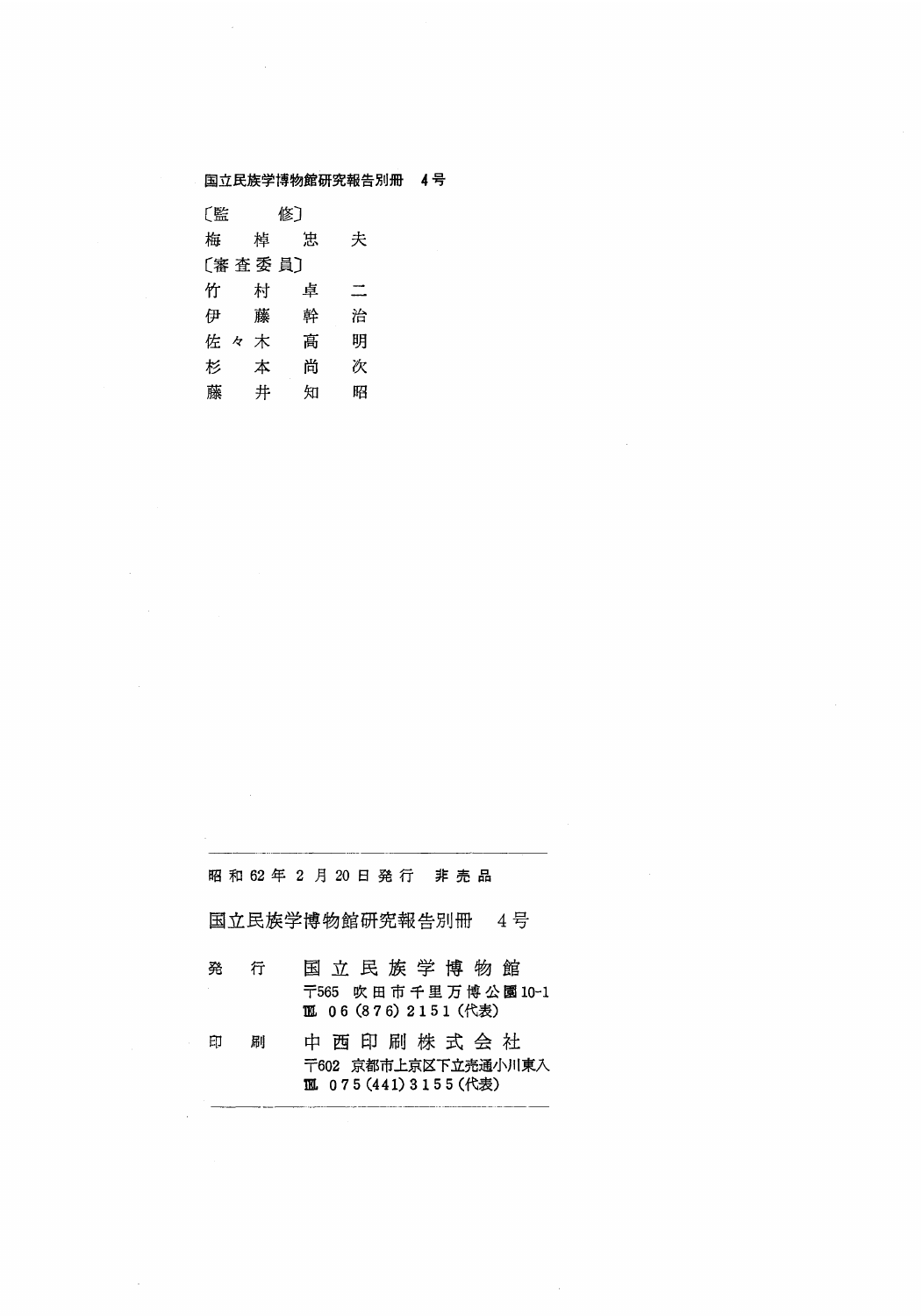国立民族学博物館研究報告別冊　4号

〔監　　修〕
梅　棹　忠　夫
〔審査委員〕
竹　村　卓　二
伊　藤　幹　治
佐々木　高　明
杉　本　尚　次
藤　井　知　昭

---

昭和62年2月20日発行　非売品

国立民族学博物館研究報告別冊　4号

発　行　国立民族学博物館
〒565　吹田市千里万博公園10-1
℡ 06(876)2151(代表)

印　刷　中西印刷株式会社
〒602　京都市上京区下立売通小川東入
℡ 075(441)3155(代表)

---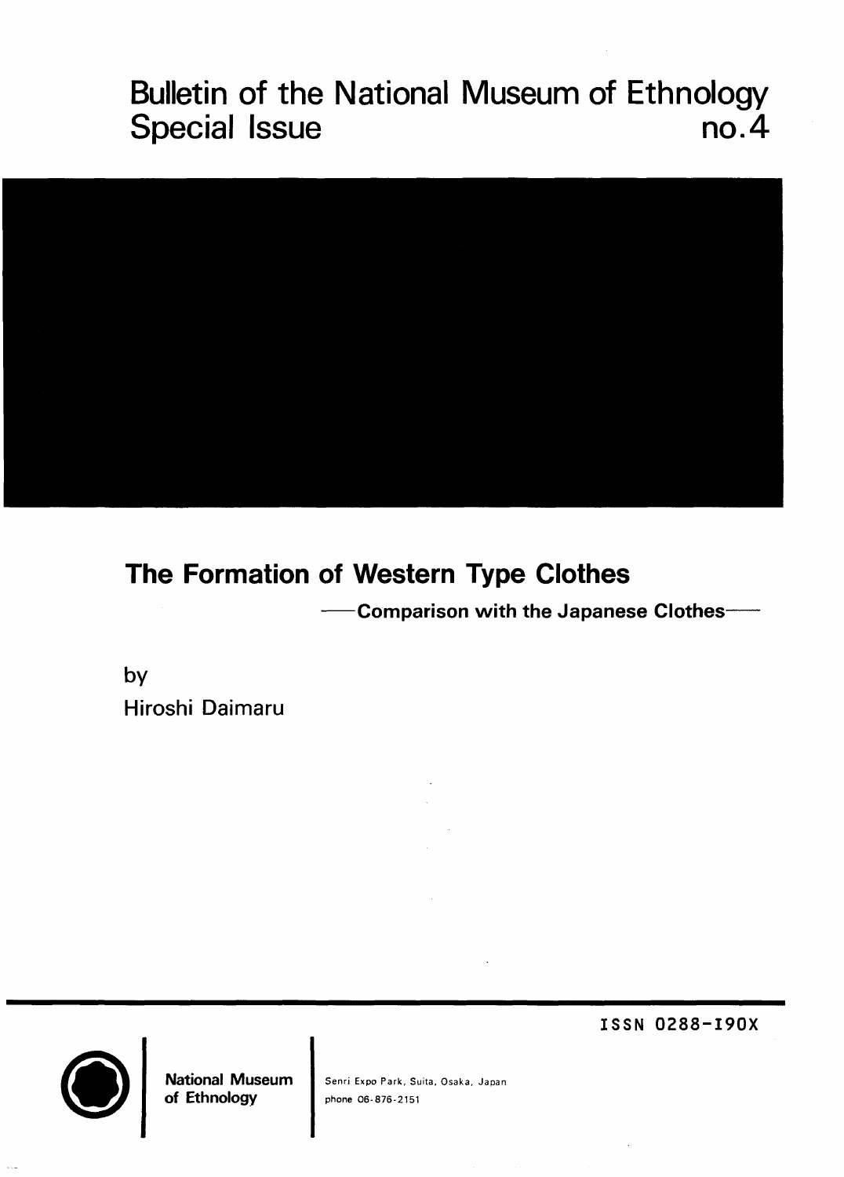# Bulletin of the National Museum of Ethnology Special Issue no.4

## The Formation of Western Type Clothes

—Comparison with the Japanese Clothes—

by
Hiroshi Daimaru

ISSN 0288-190X

**National Museum of Ethnology**

Senri Expo Park, Suita, Osaka, Japan
phone 06-876-2151